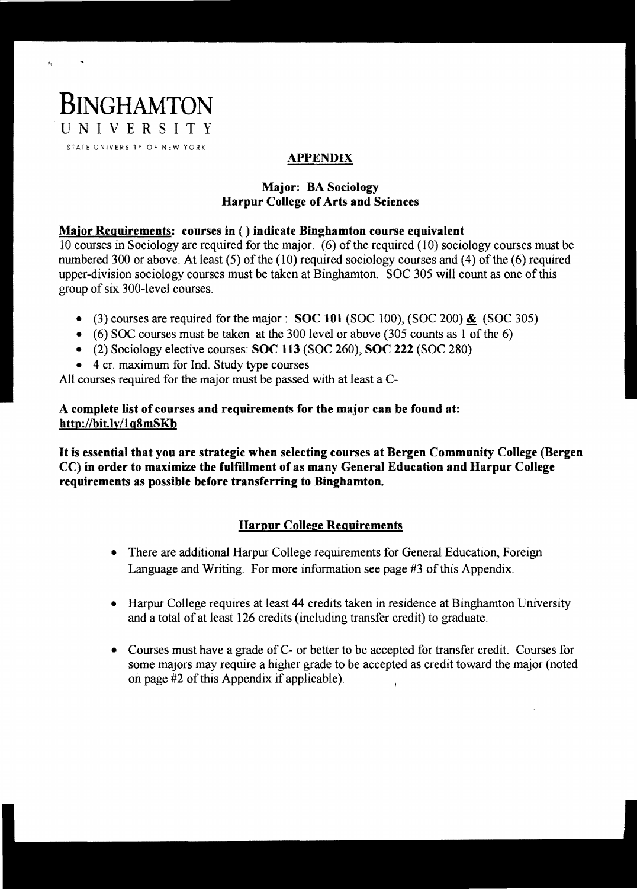# BINGHAMTON UNIVERSITY

STATE UNIVERSITY OF NEW YORK

## APPENDIX

### Major: BA Sociology
### Harpur College of Arts and Sciences

**Major Requirements: courses in ( ) indicate Binghamton course equivalent**

10 courses in Sociology are required for the major. (6) of the required (10) sociology courses must be numbered 300 or above. At least (5) of the (10) required sociology courses and (4) of the (6) required upper-division sociology courses must be taken at Binghamton. SOC 305 will count as one of this group of six 300-level courses.

- (3) courses are required for the major : **SOC 101** (SOC 100), (SOC 200) **&** (SOC 305)
- (6) SOC courses must be taken at the 300 level or above (305 counts as 1 of the 6)
- (2) Sociology elective courses: **SOC 113** (SOC 260), **SOC 222** (SOC 280)
- 4 cr. maximum for Ind. Study type courses

All courses required for the major must be passed with at least a C-

**A complete list of courses and requirements for the major can be found at: http://bit.ly/1q8mSKb**

**It is essential that you are strategic when selecting courses at Bergen Community College (Bergen CC) in order to maximize the fulfillment of as many General Education and Harpur College requirements as possible before transferring to Binghamton.**

### Harpur College Requirements

- There are additional Harpur College requirements for General Education, Foreign Language and Writing. For more information see page #3 of this Appendix.
- Harpur College requires at least 44 credits taken in residence at Binghamton University and a total of at least 126 credits (including transfer credit) to graduate.
- Courses must have a grade of C- or better to be accepted for transfer credit. Courses for some majors may require a higher grade to be accepted as credit toward the major (noted on page #2 of this Appendix if applicable).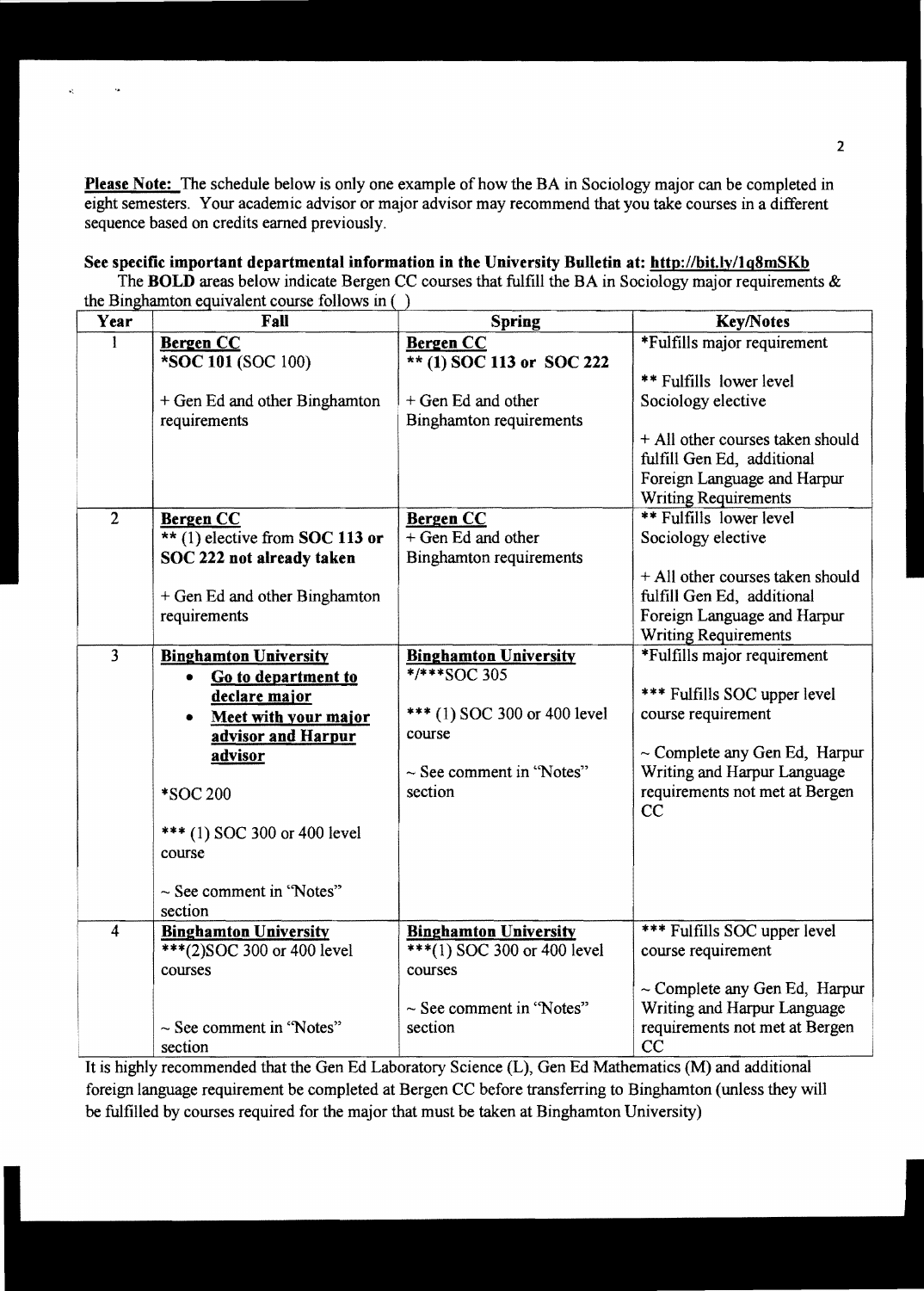**Please Note:** The schedule below is only one example of how the BA in Sociology major can be completed in eight semesters. Your academic advisor or major advisor may recommend that you take courses in a different sequence based on credits earned previously.

**See specific important departmental information in the University Bulletin at: http://bit.ly/1q8mSKb**

The **BOLD** areas below indicate Bergen CC courses that fulfill the BA in Sociology major requirements & the Binghamton equivalent course follows in ( )

| Year | Fall | Spring | Key/Notes |
|---|---|---|---|
| 1 | **Bergen CC**<br>***SOC 101** (SOC 100)<br><br>+ Gen Ed and other Binghamton requirements | **Bergen CC**<br>** **(1) SOC 113 or SOC 222**<br><br>+ Gen Ed and other Binghamton requirements | *Fulfills major requirement<br><br>** Fulfills lower level Sociology elective<br><br>+ All other courses taken should fulfill Gen Ed, additional Foreign Language and Harpur Writing Requirements |
| 2 | **Bergen CC**<br>** (1) elective from **SOC 113 or SOC 222 not already taken**<br><br>+ Gen Ed and other Binghamton requirements | **Bergen CC**<br>+ Gen Ed and other Binghamton requirements | ** Fulfills lower level Sociology elective<br><br>+ All other courses taken should fulfill Gen Ed, additional Foreign Language and Harpur Writing Requirements |
| 3 | **Binghamton University**<br>• **Go to department to declare major**<br>• **Meet with your major advisor and Harpur advisor**<br><br>*SOC 200<br><br>*** (1) SOC 300 or 400 level course<br><br>~ See comment in "Notes" section | **Binghamton University**<br>*/***SOC 305<br><br>*** (1) SOC 300 or 400 level course<br><br>~ See comment in "Notes" section | *Fulfills major requirement<br><br>*** Fulfills SOC upper level course requirement<br><br>~ Complete any Gen Ed, Harpur Writing and Harpur Language requirements not met at Bergen CC |
| 4 | **Binghamton University**<br>***(2)SOC 300 or 400 level courses<br><br>~ See comment in "Notes" section | **Binghamton University**<br>***(1) SOC 300 or 400 level courses<br><br>~ See comment in "Notes" section | *** Fulfills SOC upper level course requirement<br><br>~ Complete any Gen Ed, Harpur Writing and Harpur Language requirements not met at Bergen CC |

It is highly recommended that the Gen Ed Laboratory Science (L), Gen Ed Mathematics (M) and additional foreign language requirement be completed at Bergen CC before transferring to Binghamton (unless they will be fulfilled by courses required for the major that must be taken at Binghamton University)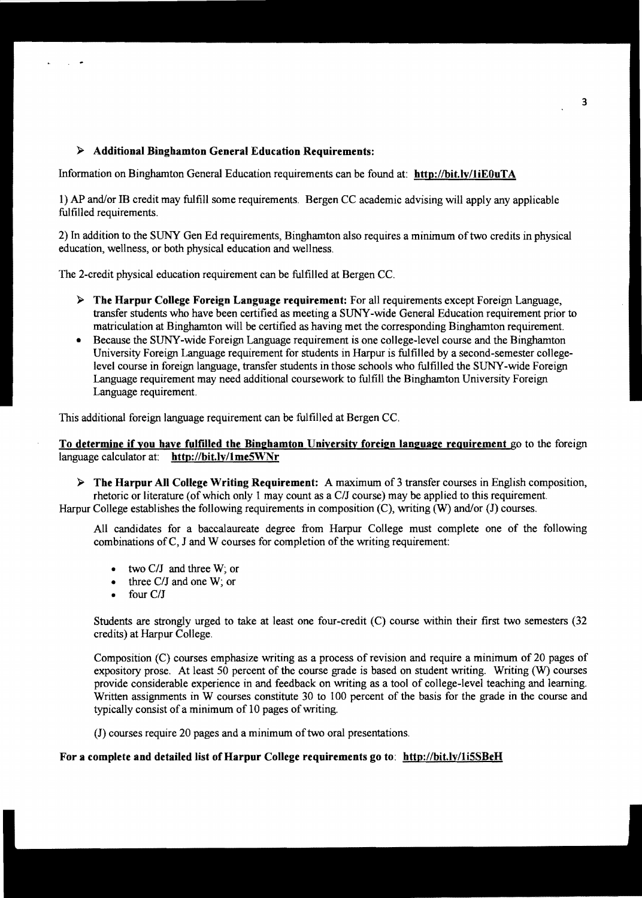- **Additional Binghamton General Education Requirements:**

Information on Binghamton General Education requirements can be found at: **http://bit.ly/1iE0uTA**

1) AP and/or IB credit may fulfill some requirements. Bergen CC academic advising will apply any applicable fulfilled requirements.

2) In addition to the SUNY Gen Ed requirements, Binghamton also requires a minimum of two credits in physical education, wellness, or both physical education and wellness.

The 2-credit physical education requirement can be fulfilled at Bergen CC.

- **The Harpur College Foreign Language requirement:** For all requirements except Foreign Language, transfer students who have been certified as meeting a SUNY-wide General Education requirement prior to matriculation at Binghamton will be certified as having met the corresponding Binghamton requirement.
- Because the SUNY-wide Foreign Language requirement is one college-level course and the Binghamton University Foreign Language requirement for students in Harpur is fulfilled by a second-semester college-level course in foreign language, transfer students in those schools who fulfilled the SUNY-wide Foreign Language requirement may need additional coursework to fulfill the Binghamton University Foreign Language requirement.

This additional foreign language requirement can be fulfilled at Bergen CC.

**To determine if you have fulfilled the Binghamton University foreign language requirement** go to the foreign language calculator at: **http://bit.ly/1me5WNr**

- **The Harpur All College Writing Requirement:** A maximum of 3 transfer courses in English composition, rhetoric or literature (of which only 1 may count as a C/J course) may be applied to this requirement.

Harpur College establishes the following requirements in composition (C), writing (W) and/or (J) courses.

All candidates for a baccalaureate degree from Harpur College must complete one of the following combinations of C, J and W courses for completion of the writing requirement:

- two C/J and three W; or
- three C/J and one W; or
- four C/J

Students are strongly urged to take at least one four-credit (C) course within their first two semesters (32 credits) at Harpur College.

Composition (C) courses emphasize writing as a process of revision and require a minimum of 20 pages of expository prose. At least 50 percent of the course grade is based on student writing. Writing (W) courses provide considerable experience in and feedback on writing as a tool of college-level teaching and learning. Written assignments in W courses constitute 30 to 100 percent of the basis for the grade in the course and typically consist of a minimum of 10 pages of writing.

(J) courses require 20 pages and a minimum of two oral presentations.

**For a complete and detailed list of Harpur College requirements go to: http://bit.ly/1i5SBeH**